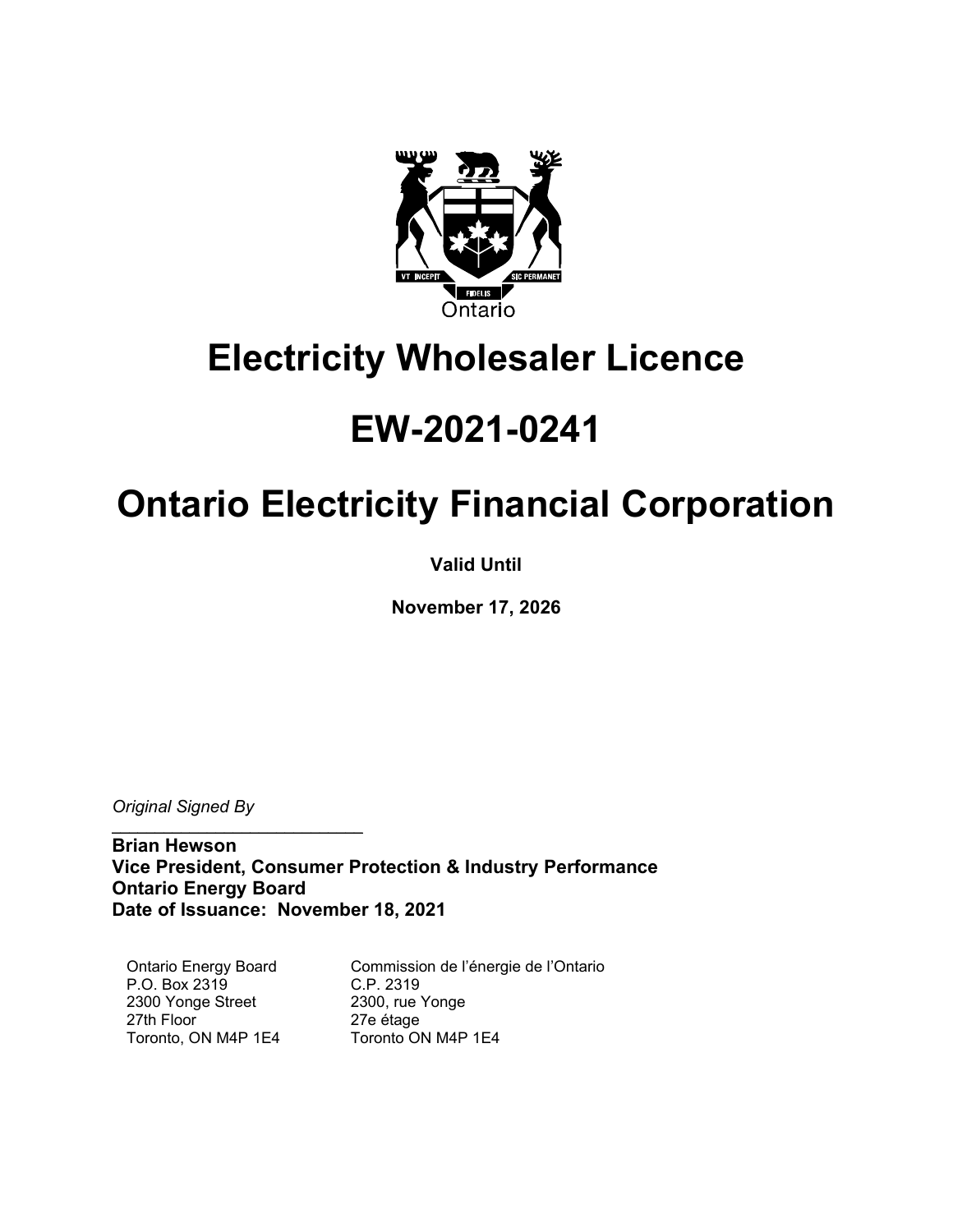Ontario

# Electricity Wholesaler Licence

# EW-2021-0241

# Ontario Electricity Financial Corporation

**Valid Until**

**November 17, 2026**

*Original Signed By*

---

**Brian Hewson**
**Vice President, Consumer Protection & Industry Performance**
**Ontario Energy Board**
**Date of Issuance: November 18, 2021**

| | |
|---|---|
| Ontario Energy Board | Commission de l'énergie de l'Ontario |
| P.O. Box 2319 | C.P. 2319 |
| 2300 Yonge Street | 2300, rue Yonge |
| 27th Floor | 27e étage |
| Toronto, ON M4P 1E4 | Toronto ON M4P 1E4 |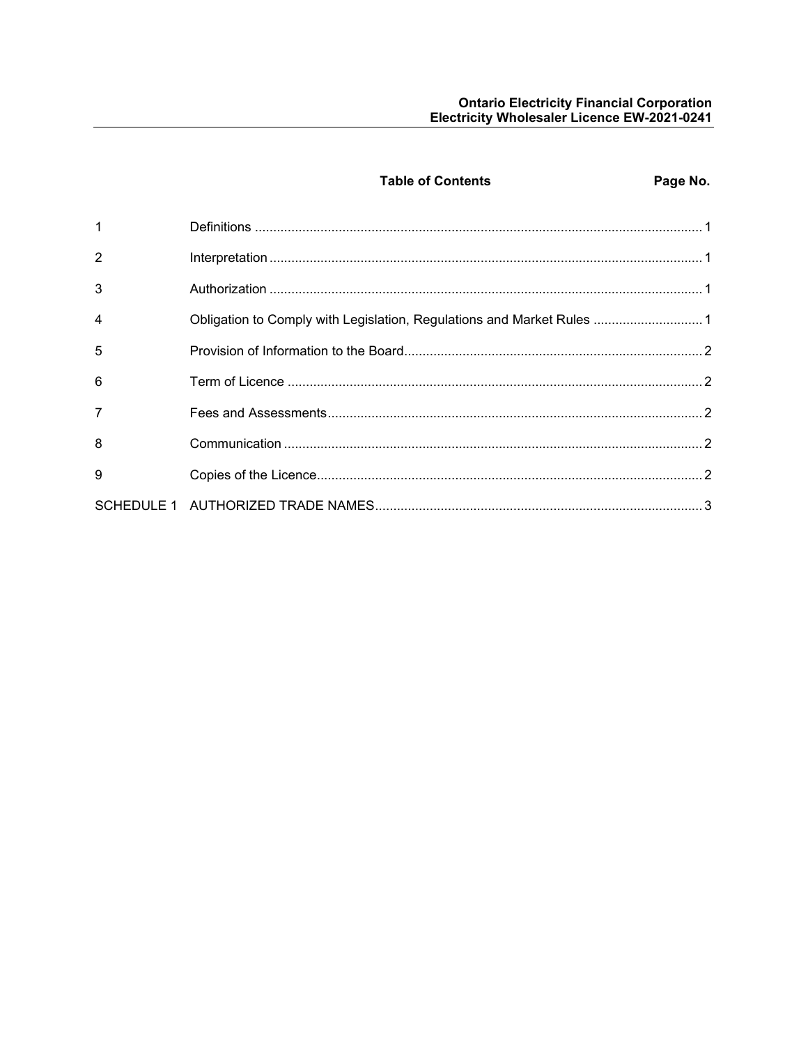| | Table of Contents | Page No. |
|---|---|---|
| 1 | Definitions | 1 |
| 2 | Interpretation | 1 |
| 3 | Authorization | 1 |
| 4 | Obligation to Comply with Legislation, Regulations and Market Rules | 1 |
| 5 | Provision of Information to the Board | 2 |
| 6 | Term of Licence | 2 |
| 7 | Fees and Assessments | 2 |
| 8 | Communication | 2 |
| 9 | Copies of the Licence | 2 |
| SCHEDULE 1 | AUTHORIZED TRADE NAMES | 3 |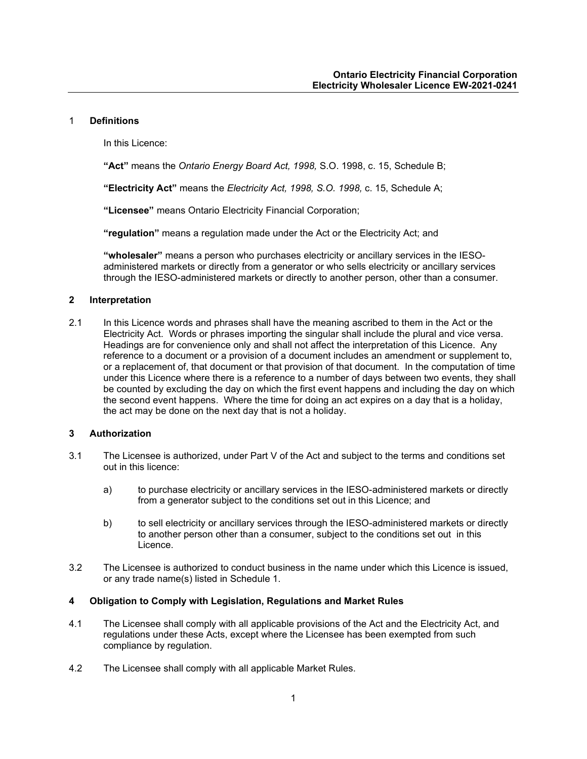## 1 Definitions

In this Licence:

**"Act"** means the *Ontario Energy Board Act, 1998,* S.O. 1998, c. 15, Schedule B;

**"Electricity Act"** means the *Electricity Act, 1998, S.O. 1998,* c. 15, Schedule A;

**"Licensee"** means Ontario Electricity Financial Corporation;

**"regulation"** means a regulation made under the Act or the Electricity Act; and

**"wholesaler"** means a person who purchases electricity or ancillary services in the IESO-administered markets or directly from a generator or who sells electricity or ancillary services through the IESO-administered markets or directly to another person, other than a consumer.

## 2 Interpretation

2.1 In this Licence words and phrases shall have the meaning ascribed to them in the Act or the Electricity Act. Words or phrases importing the singular shall include the plural and vice versa. Headings are for convenience only and shall not affect the interpretation of this Licence. Any reference to a document or a provision of a document includes an amendment or supplement to, or a replacement of, that document or that provision of that document. In the computation of time under this Licence where there is a reference to a number of days between two events, they shall be counted by excluding the day on which the first event happens and including the day on which the second event happens. Where the time for doing an act expires on a day that is a holiday, the act may be done on the next day that is not a holiday.

## 3 Authorization

3.1 The Licensee is authorized, under Part V of the Act and subject to the terms and conditions set out in this licence:

a) to purchase electricity or ancillary services in the IESO-administered markets or directly from a generator subject to the conditions set out in this Licence; and

b) to sell electricity or ancillary services through the IESO-administered markets or directly to another person other than a consumer, subject to the conditions set out in this Licence.

3.2 The Licensee is authorized to conduct business in the name under which this Licence is issued, or any trade name(s) listed in Schedule 1.

## 4 Obligation to Comply with Legislation, Regulations and Market Rules

4.1 The Licensee shall comply with all applicable provisions of the Act and the Electricity Act, and regulations under these Acts, except where the Licensee has been exempted from such compliance by regulation.

4.2 The Licensee shall comply with all applicable Market Rules.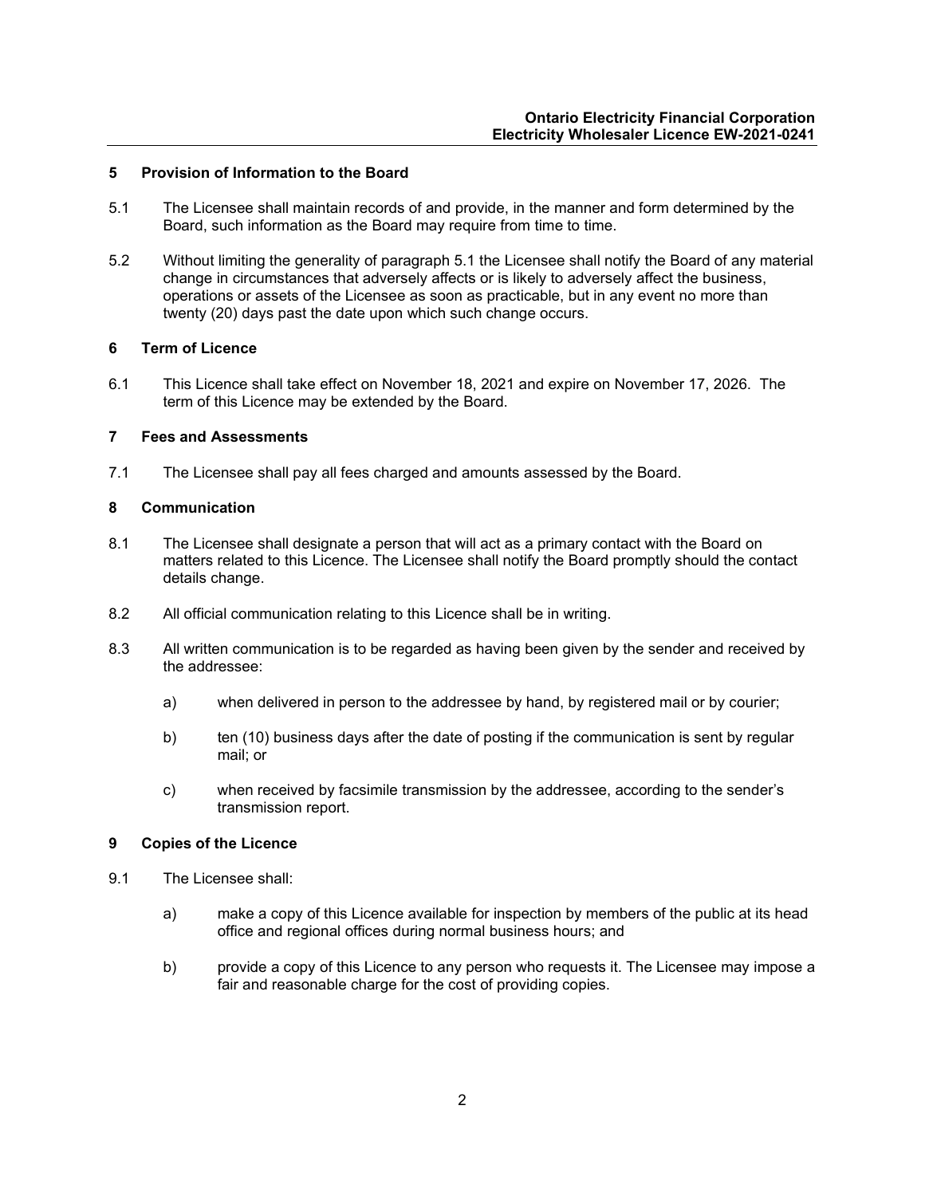## 5 Provision of Information to the Board

5.1 The Licensee shall maintain records of and provide, in the manner and form determined by the Board, such information as the Board may require from time to time.

5.2 Without limiting the generality of paragraph 5.1 the Licensee shall notify the Board of any material change in circumstances that adversely affects or is likely to adversely affect the business, operations or assets of the Licensee as soon as practicable, but in any event no more than twenty (20) days past the date upon which such change occurs.

## 6 Term of Licence

6.1 This Licence shall take effect on November 18, 2021 and expire on November 17, 2026. The term of this Licence may be extended by the Board.

## 7 Fees and Assessments

7.1 The Licensee shall pay all fees charged and amounts assessed by the Board.

## 8 Communication

8.1 The Licensee shall designate a person that will act as a primary contact with the Board on matters related to this Licence. The Licensee shall notify the Board promptly should the contact details change.

8.2 All official communication relating to this Licence shall be in writing.

8.3 All written communication is to be regarded as having been given by the sender and received by the addressee:

a) when delivered in person to the addressee by hand, by registered mail or by courier;

b) ten (10) business days after the date of posting if the communication is sent by regular mail; or

c) when received by facsimile transmission by the addressee, according to the sender's transmission report.

## 9 Copies of the Licence

9.1 The Licensee shall:

a) make a copy of this Licence available for inspection by members of the public at its head office and regional offices during normal business hours; and

b) provide a copy of this Licence to any person who requests it. The Licensee may impose a fair and reasonable charge for the cost of providing copies.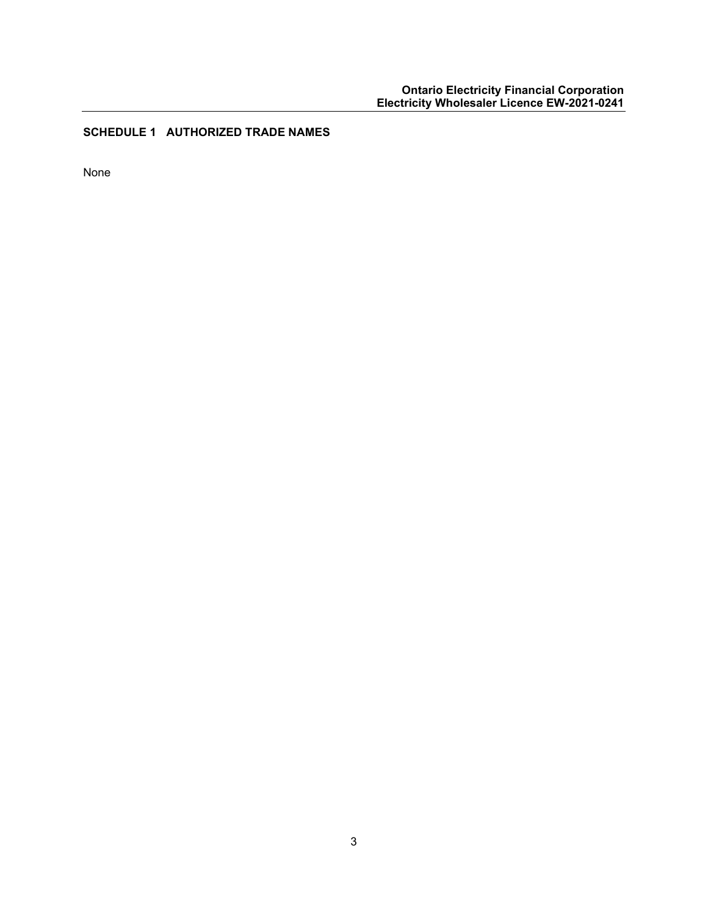## SCHEDULE 1 AUTHORIZED TRADE NAMES

None